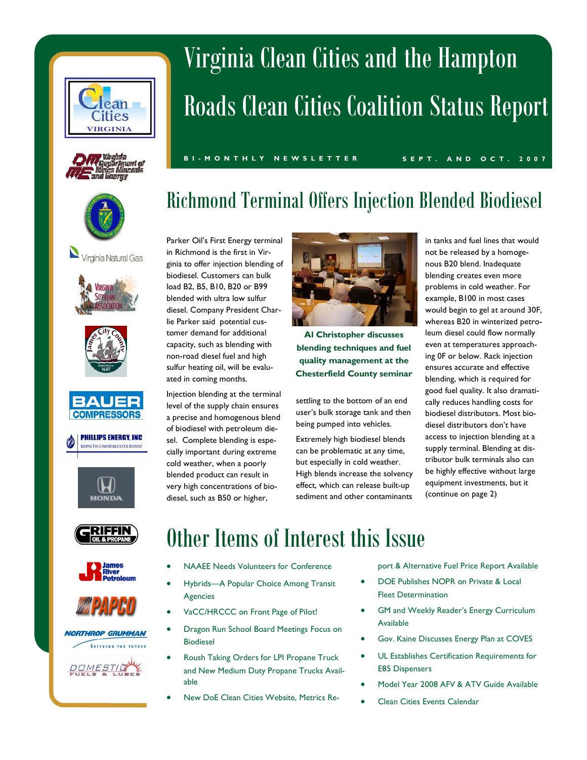# Virginia Clean Cities and the Hampton Roads Clean Cities Coalition Status Report

**BI-MONTHLY NEWSLETTER** **SEPT. AND OCT. 2007**

## Richmond Terminal Offers Injection Blended Biodiesel

Parker Oil's First Energy terminal in Richmond is the first in Virginia to offer injection blending of biodiesel. Customers can bulk load B2, B5, B10, B20 or B99 blended with ultra low sulfur diesel. Company President Charlie Parker said potential customer demand for additional capacity, such as blending with non-road diesel fuel and high sulfur heating oil, will be evaluated in coming months.

Injection blending at the terminal level of the supply chain ensures a precise and homogenous blend of biodiesel with petroleum diesel. Complete blending is especially important during extreme cold weather, when a poorly blended product can result in very high concentrations of biodiesel, such as B50 or higher, settling to the bottom of an end user's bulk storage tank and then being pumped into vehicles.

**Al Christopher discusses blending techniques and fuel quality management at the Chesterfield County seminar**

Extremely high biodiesel blends can be problematic at any time, but especially in cold weather. High blends increase the solvency effect, which can release built-up sediment and other contaminants in tanks and fuel lines that would not be released by a homogenous B20 blend. Inadequate blending creates even more problems in cold weather. For example, B100 in most cases would begin to gel at around 30F, whereas B20 in winterized petroleum diesel could flow normally even at temperatures approaching 0F or below. Rack injection ensures accurate and effective blending, which is required for good fuel quality. It also dramatically reduces handling costs for biodiesel distributors. Most biodiesel distributors don't have access to injection blending at a supply terminal. Blending at distributor bulk terminals also can be highly effective without large equipment investments, but it (continue on page 2)

## Other Items of Interest this Issue

- NAAEE Needs Volunteers for Conference
- Hybrids—A Popular Choice Among Transit Agencies
- VaCC/HRCCC on Front Page of Pilot!
- Dragon Run School Board Meetings Focus on Biodiesel
- Roush Taking Orders for LPI Propane Truck and New Medium Duty Propane Trucks Available
- New DoE Clean Cities Website, Metrics Report & Alternative Fuel Price Report Available
- DOE Publishes NOPR on Private & Local Fleet Determination
- GM and Weekly Reader's Energy Curriculum Available
- Gov. Kaine Discusses Energy Plan at COVES
- UL Establishes Certification Requirements for E85 Dispensers
- Model Year 2008 AFV & ATV Guide Available
- Clean Cities Events Calendar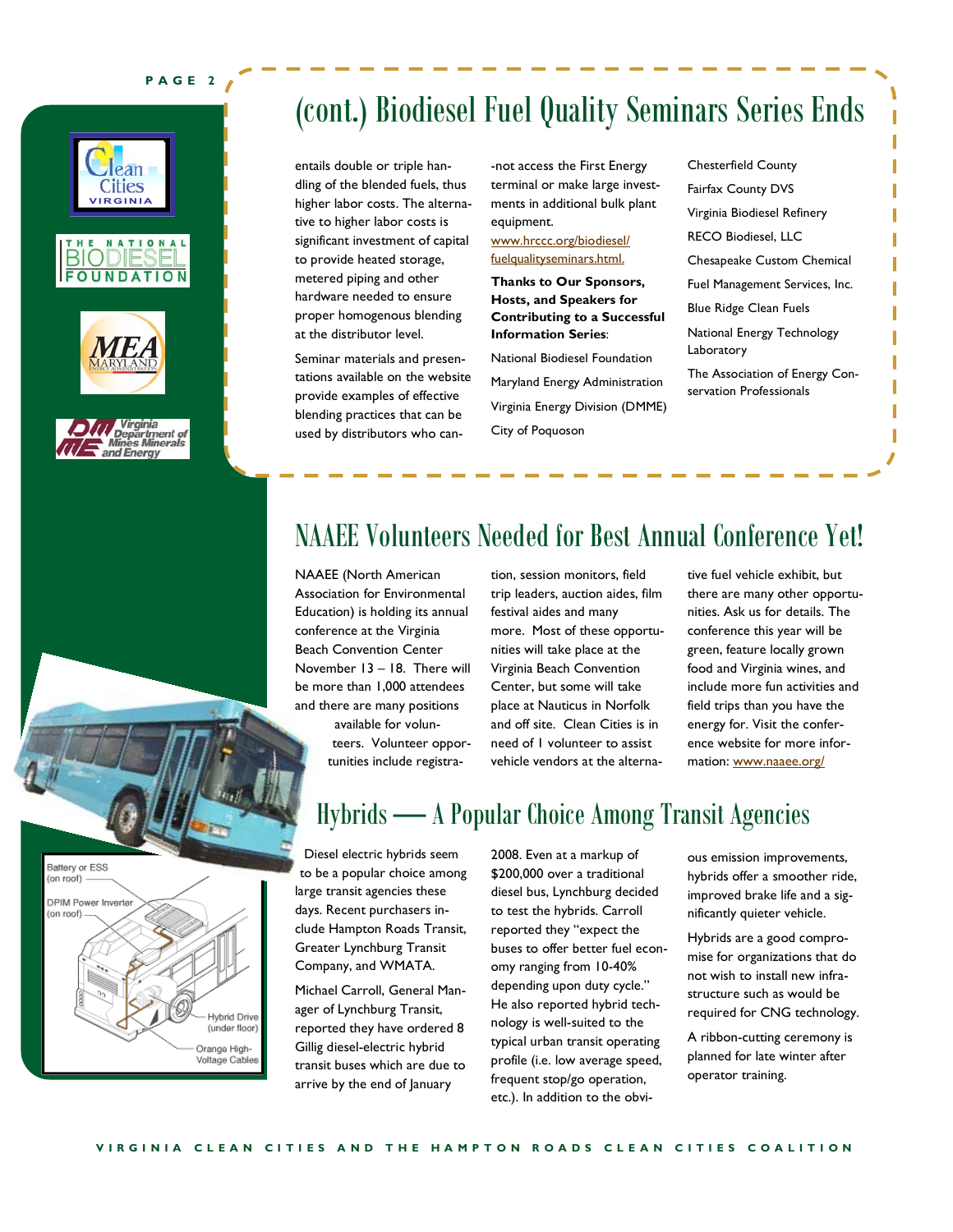# (cont.) Biodiesel Fuel Quality Seminars Series Ends

entails double or triple handling of the blended fuels, thus higher labor costs. The alternative to higher labor costs is significant investment of capital to provide heated storage, metered piping and other hardware needed to ensure proper homogenous blending at the distributor level.

Seminar materials and presentations available on the website provide examples of effective blending practices that can be used by distributors who can-not access the First Energy terminal or make large investments in additional bulk plant equipment.

www.hrccc.org/biodiesel/fuelqualityseminars.html.

**Thanks to Our Sponsors, Hosts, and Speakers for Contributing to a Successful Information Series**:

National Biodiesel Foundation

Maryland Energy Administration

Virginia Energy Division (DMME)

City of Poquoson

Chesterfield County

Fairfax County DVS

Virginia Biodiesel Refinery

RECO Biodiesel, LLC

Chesapeake Custom Chemical

Fuel Management Services, Inc.

Blue Ridge Clean Fuels

National Energy Technology Laboratory

The Association of Energy Conservation Professionals

# NAAEE Volunteers Needed for Best Annual Conference Yet!

NAAEE (North American Association for Environmental Education) is holding its annual conference at the Virginia Beach Convention Center November 13 – 18. There will be more than 1,000 attendees and there are many positions available for volunteers. Volunteer opportunities include registration, session monitors, field trip leaders, auction aides, film festival aides and many more. Most of these opportunities will take place at the Virginia Beach Convention Center, but some will take place at Nauticus in Norfolk and off site. Clean Cities is in need of 1 volunteer to assist vehicle vendors at the alternative fuel vehicle exhibit, but there are many other opportunities. Ask us for details. The conference this year will be green, feature locally grown food and Virginia wines, and include more fun activities and field trips than you have the energy for. Visit the conference website for more information: www.naaee.org/

# Hybrids — A Popular Choice Among Transit Agencies

Diesel electric hybrids seem to be a popular choice among large transit agencies these days. Recent purchasers include Hampton Roads Transit, Greater Lynchburg Transit Company, and WMATA.

Michael Carroll, General Manager of Lynchburg Transit, reported they have ordered 8 Gillig diesel-electric hybrid transit buses which are due to arrive by the end of January 2008. Even at a markup of $200,000 over a traditional diesel bus, Lynchburg decided to test the hybrids. Carroll reported they "expect the buses to offer better fuel economy ranging from 10-40% depending upon duty cycle." He also reported hybrid technology is well-suited to the typical urban transit operating profile (i.e. low average speed, frequent stop/go operation, etc.). In addition to the obvious emission improvements, hybrids offer a smoother ride, improved brake life and a significantly quieter vehicle.

Hybrids are a good compromise for organizations that do not wish to install new infrastructure such as would be required for CNG technology.

A ribbon-cutting ceremony is planned for late winter after operator training.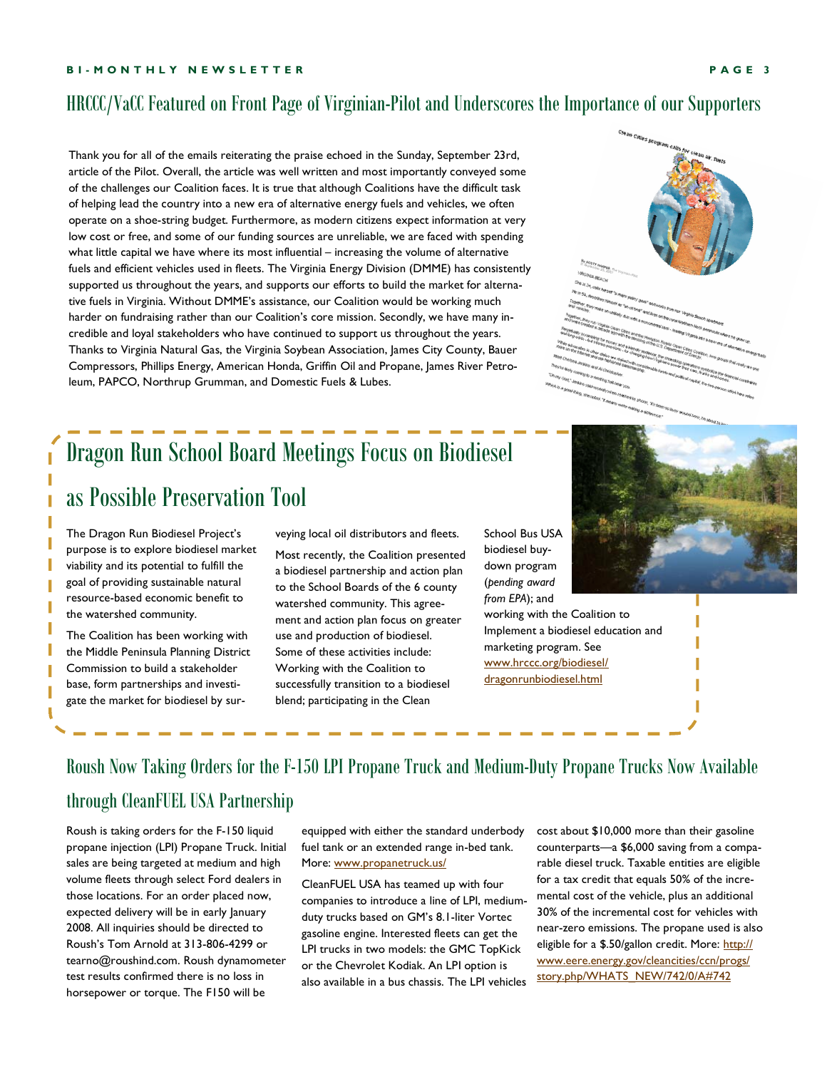## HRCCC/VaCC Featured on Front Page of Virginian-Pilot and Underscores the Importance of our Supporters

Thank you for all of the emails reiterating the praise echoed in the Sunday, September 23rd, article of the Pilot. Overall, the article was well written and most importantly conveyed some of the challenges our Coalition faces. It is true that although Coalitions have the difficult task of helping lead the country into a new era of alternative energy fuels and vehicles, we often operate on a shoe-string budget. Furthermore, as modern citizens expect information at very low cost or free, and some of our funding sources are unreliable, we are faced with spending what little capital we have where its most influential – increasing the volume of alternative fuels and efficient vehicles used in fleets. The Virginia Energy Division (DMME) has consistently supported us throughout the years, and supports our efforts to build the market for alternative fuels in Virginia. Without DMME's assistance, our Coalition would be working much harder on fundraising rather than our Coalition's core mission. Secondly, we have many incredible and loyal stakeholders who have continued to support us throughout the years. Thanks to Virginia Natural Gas, the Virginia Soybean Association, James City County, Bauer Compressors, Phillips Energy, American Honda, Griffin Oil and Propane, James River Petroleum, PAPCO, Northrup Grumman, and Domestic Fuels & Lubes.

## Dragon Run School Board Meetings Focus on Biodiesel as Possible Preservation Tool

The Dragon Run Biodiesel Project's purpose is to explore biodiesel market viability and its potential to fulfill the goal of providing sustainable natural resource-based economic benefit to the watershed community.

The Coalition has been working with the Middle Peninsula Planning District Commission to build a stakeholder base, form partnerships and investigate the market for biodiesel by surveying local oil distributors and fleets.

Most recently, the Coalition presented a biodiesel partnership and action plan to the School Boards of the 6 county watershed community. This agreement and action plan focus on greater use and production of biodiesel. Some of these activities include: Working with the Coalition to successfully transition to a biodiesel blend; participating in the Clean School Bus USA biodiesel buy-down program (*pending award from EPA*); and working with the Coalition to Implement a biodiesel education and marketing program. See www.hrccc.org/biodiesel/dragonrunbiodiesel.html

## Roush Now Taking Orders for the F-150 LPI Propane Truck and Medium-Duty Propane Trucks Now Available through CleanFUEL USA Partnership

Roush is taking orders for the F-150 liquid propane injection (LPI) Propane Truck. Initial sales are being targeted at medium and high volume fleets through select Ford dealers in those locations. For an order placed now, expected delivery will be in early January 2008. All inquiries should be directed to Roush's Tom Arnold at 313-806-4299 or tearno@roushind.com. Roush dynamometer test results confirmed there is no loss in horsepower or torque. The F150 will be equipped with either the standard underbody fuel tank or an extended range in-bed tank. More: www.propanetruck.us/

CleanFUEL USA has teamed up with four companies to introduce a line of LPI, medium-duty trucks based on GM's 8.1-liter Vortec gasoline engine. Interested fleets can get the LPI trucks in two models: the GMC TopKick or the Chevrolet Kodiak. An LPI option is also available in a bus chassis. The LPI vehicles cost about $10,000 more than their gasoline counterparts—a $6,000 saving from a comparable diesel truck. Taxable entities are eligible for a tax credit that equals 50% of the incremental cost of the vehicle, plus an additional 30% of the incremental cost for vehicles with near-zero emissions. The propane used is also eligible for a $.50/gallon credit. More: http://www.eere.energy.gov/cleancities/ccn/progs/story.php/WHATS_NEW/742/0/A#742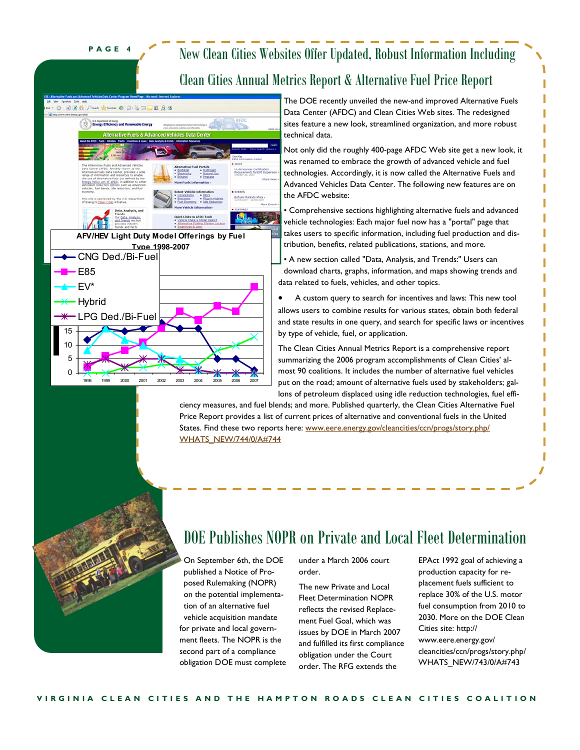# New Clean Cities Websites Offer Updated, Robust Information Including Clean Cities Annual Metrics Report & Alternative Fuel Price Report

The DOE recently unveiled the new-and improved Alternative Fuels Data Center (AFDC) and Clean Cities Web sites. The redesigned sites feature a new look, streamlined organization, and more robust technical data.

Not only did the roughly 400-page AFDC Web site get a new look, it was renamed to embrace the growth of advanced vehicle and fuel technologies. Accordingly, it is now called the Alternative Fuels and Advanced Vehicles Data Center. The following new features are on the AFDC website:

- Comprehensive sections highlighting alternative fuels and advanced vehicle technologies: Each major fuel now has a "portal" page that takes users to specific information, including fuel production and distribution, benefits, related publications, stations, and more.
- A new section called "Data, Analysis, and Trends:" Users can download charts, graphs, information, and maps showing trends and data related to fuels, vehicles, and other topics.
- A custom query to search for incentives and laws: This new tool allows users to combine results for various states, obtain both federal and state results in one query, and search for specific laws or incentives by type of vehicle, fuel, or application.

**AFV/HEV Light Duty Model Offerings by Fuel Type 1998-2007**

Legend: CNG Ded./Bi-Fuel; E85; EV*; Hybrid; LPG Ded./Bi-Fuel

The Clean Cities Annual Metrics Report is a comprehensive report summarizing the 2006 program accomplishments of Clean Cities' almost 90 coalitions. It includes the number of alternative fuel vehicles put on the road; amount of alternative fuels used by stakeholders; gallons of petroleum displaced using idle reduction technologies, fuel efficiency measures, and fuel blends; and more. Published quarterly, the Clean Cities Alternative Fuel Price Report provides a list of current prices of alternative and conventional fuels in the United States. Find these two reports here: www.eere.energy.gov/cleancities/ccn/progs/story.php/WHATS_NEW/744/0/A#744

# DOE Publishes NOPR on Private and Local Fleet Determination

On September 6th, the DOE published a Notice of Proposed Rulemaking (NOPR) on the potential implementation of an alternative fuel vehicle acquisition mandate for private and local government fleets. The NOPR is the second part of a compliance obligation DOE must complete under a March 2006 court order.

The new Private and Local Fleet Determination NOPR reflects the revised Replacement Fuel Goal, which was issues by DOE in March 2007 and fulfilled its first compliance obligation under the Court order. The RFG extends the EPAct 1992 goal of achieving a production capacity for replacement fuels sufficient to replace 30% of the U.S. motor fuel consumption from 2010 to 2030. More on the DOE Clean Cities site: http://www.eere.energy.gov/cleancities/ccn/progs/story.php/WHATS_NEW/743/0/A#743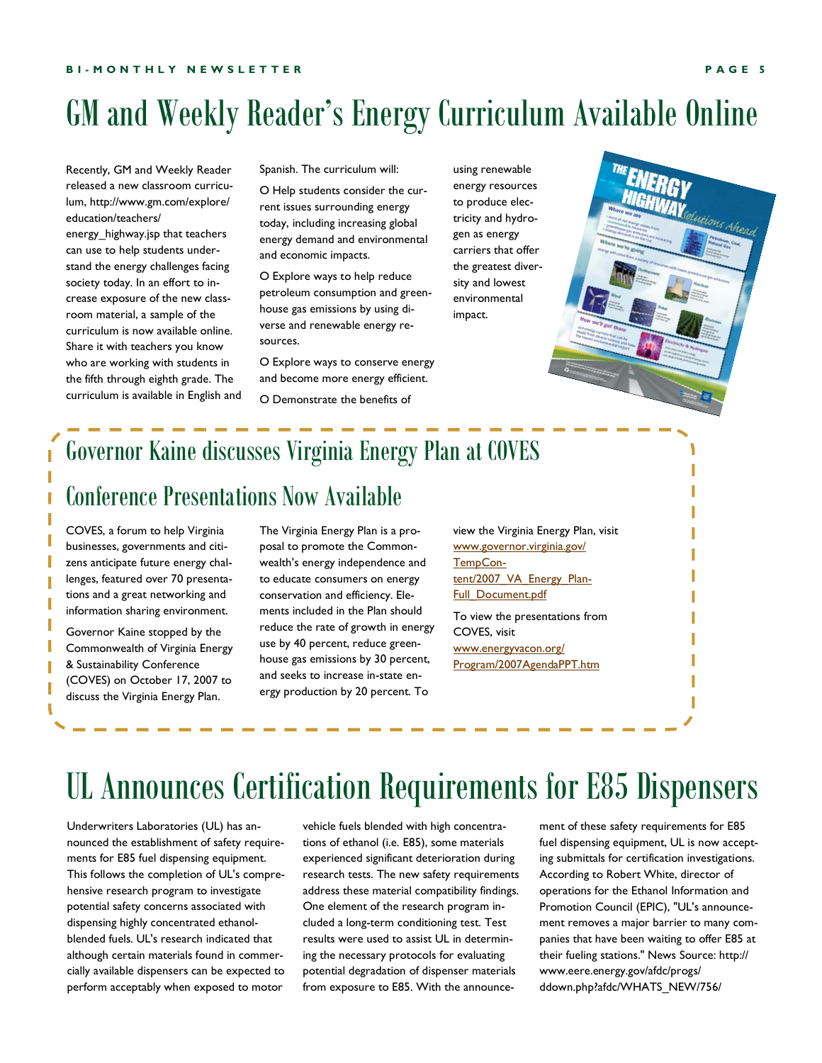# GM and Weekly Reader's Energy Curriculum Available Online

Recently, GM and Weekly Reader released a new classroom curriculum, http://www.gm.com/explore/education/teachers/energy_highway.jsp that teachers can use to help students understand the energy challenges facing society today. In an effort to increase exposure of the new classroom material, a sample of the curriculum is now available online. Share it with teachers you know who are working with students in the fifth through eighth grade. The curriculum is available in English and Spanish. The curriculum will:

- Help students consider the current issues surrounding energy today, including increasing global energy demand and environmental and economic impacts.
- Explore ways to help reduce petroleum consumption and greenhouse gas emissions by using diverse and renewable energy resources.
- Explore ways to conserve energy and become more energy efficient.
- Demonstrate the benefits of using renewable energy resources to produce electricity and hydrogen as energy carriers that offer the greatest diversity and lowest environmental impact.

## Governor Kaine discusses Virginia Energy Plan at COVES

## Conference Presentations Now Available

COVES, a forum to help Virginia businesses, governments and citizens anticipate future energy challenges, featured over 70 presentations and a great networking and information sharing environment.

Governor Kaine stopped by the Commonwealth of Virginia Energy & Sustainability Conference (COVES) on October 17, 2007 to discuss the Virginia Energy Plan.

The Virginia Energy Plan is a proposal to promote the Commonwealth's energy independence and to educate consumers on energy conservation and efficiency. Elements included in the Plan should reduce the rate of growth in energy use by 40 percent, reduce greenhouse gas emissions by 30 percent, and seeks to increase in-state energy production by 20 percent. To view the Virginia Energy Plan, visit www.governor.virginia.gov/TempContent/2007_VA_Energy_Plan-Full_Document.pdf

To view the presentations from COVES, visit www.energyvacon.org/Program/2007AgendaPPT.htm

# UL Announces Certification Requirements for E85 Dispensers

Underwriters Laboratories (UL) has announced the establishment of safety requirements for E85 fuel dispensing equipment. This follows the completion of UL's comprehensive research program to investigate potential safety concerns associated with dispensing highly concentrated ethanol-blended fuels. UL's research indicated that although certain materials found in commercially available dispensers can be expected to perform acceptably when exposed to motor vehicle fuels blended with high concentrations of ethanol (i.e. E85), some materials experienced significant deterioration during research tests. The new safety requirements address these material compatibility findings. One element of the research program included a long-term conditioning test. Test results were used to assist UL in determining the necessary protocols for evaluating potential degradation of dispenser materials from exposure to E85. With the announcement of these safety requirements for E85 fuel dispensing equipment, UL is now accepting submittals for certification investigations. According to Robert White, director of operations for the Ethanol Information and Promotion Council (EPIC), "UL's announcement removes a major barrier to many companies that have been waiting to offer E85 at their fueling stations." News Source: http://www.eere.energy.gov/afdc/progs/ddown.php?afdc/WHATS_NEW/756/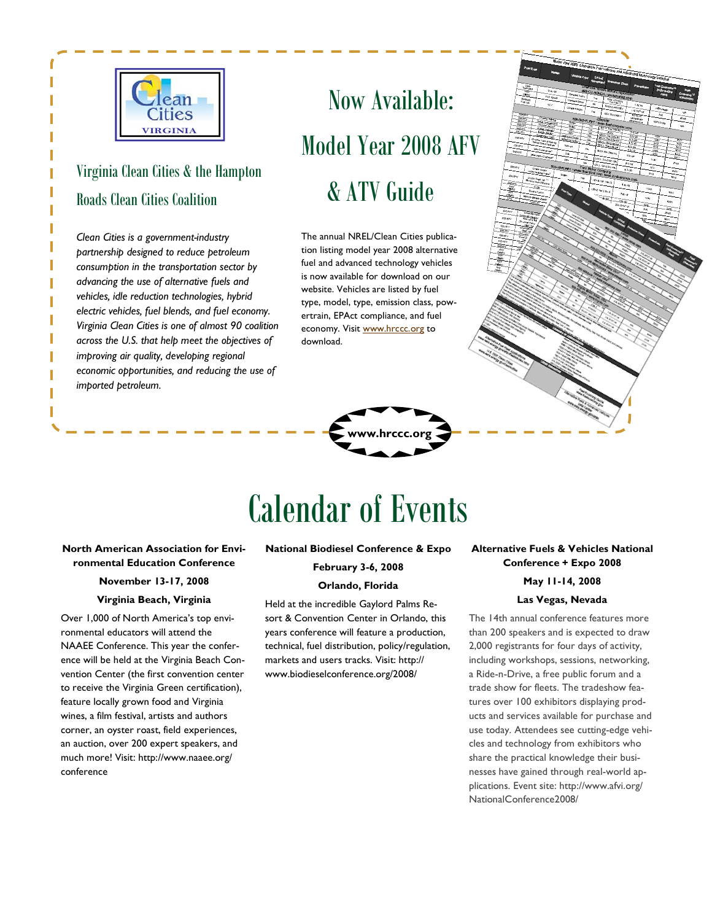## Virginia Clean Cities & the Hampton Roads Clean Cities Coalition

*Clean Cities is a government-industry partnership designed to reduce petroleum consumption in the transportation sector by advancing the use of alternative fuels and vehicles, idle reduction technologies, hybrid electric vehicles, fuel blends, and fuel economy. Virginia Clean Cities is one of almost 90 coalition across the U.S. that help meet the objectives of improving air quality, developing regional economic opportunities, and reducing the use of imported petroleum.*

## Now Available: Model Year 2008 AFV & ATV Guide

The annual NREL/Clean Cities publication listing model year 2008 alternative fuel and advanced technology vehicles is now available for download on our website. Vehicles are listed by fuel type, model, type, emission class, powertrain, EPAct compliance, and fuel economy. Visit www.hrccc.org to download.

**www.hrccc.org**

# Calendar of Events

**North American Association for Environmental Education Conference**

**November 13-17, 2008**

**Virginia Beach, Virginia**

Over 1,000 of North America's top environmental educators will attend the NAAEE Conference. This year the conference will be held at the Virginia Beach Convention Center (the first convention center to receive the Virginia Green certification), feature locally grown food and Virginia wines, a film festival, artists and authors corner, an oyster roast, field experiences, an auction, over 200 expert speakers, and much more! Visit: http://www.naaee.org/conference

**National Biodiesel Conference & Expo**

**February 3-6, 2008**

**Orlando, Florida**

Held at the incredible Gaylord Palms Resort & Convention Center in Orlando, this years conference will feature a production, technical, fuel distribution, policy/regulation, markets and users tracks. Visit: http://www.biodieselconference.org/2008/

**Alternative Fuels & Vehicles National Conference + Expo 2008**

**May 11-14, 2008**

**Las Vegas, Nevada**

The 14th annual conference features more than 200 speakers and is expected to draw 2,000 registrants for four days of activity, including workshops, sessions, networking, a Ride-n-Drive, a free public forum and a trade show for fleets. The tradeshow features over 100 exhibitors displaying products and services available for purchase and use today. Attendees see cutting-edge vehicles and technology from exhibitors who share the practical knowledge their businesses have gained through real-world applications. Event site: http://www.afvi.org/NationalConference2008/